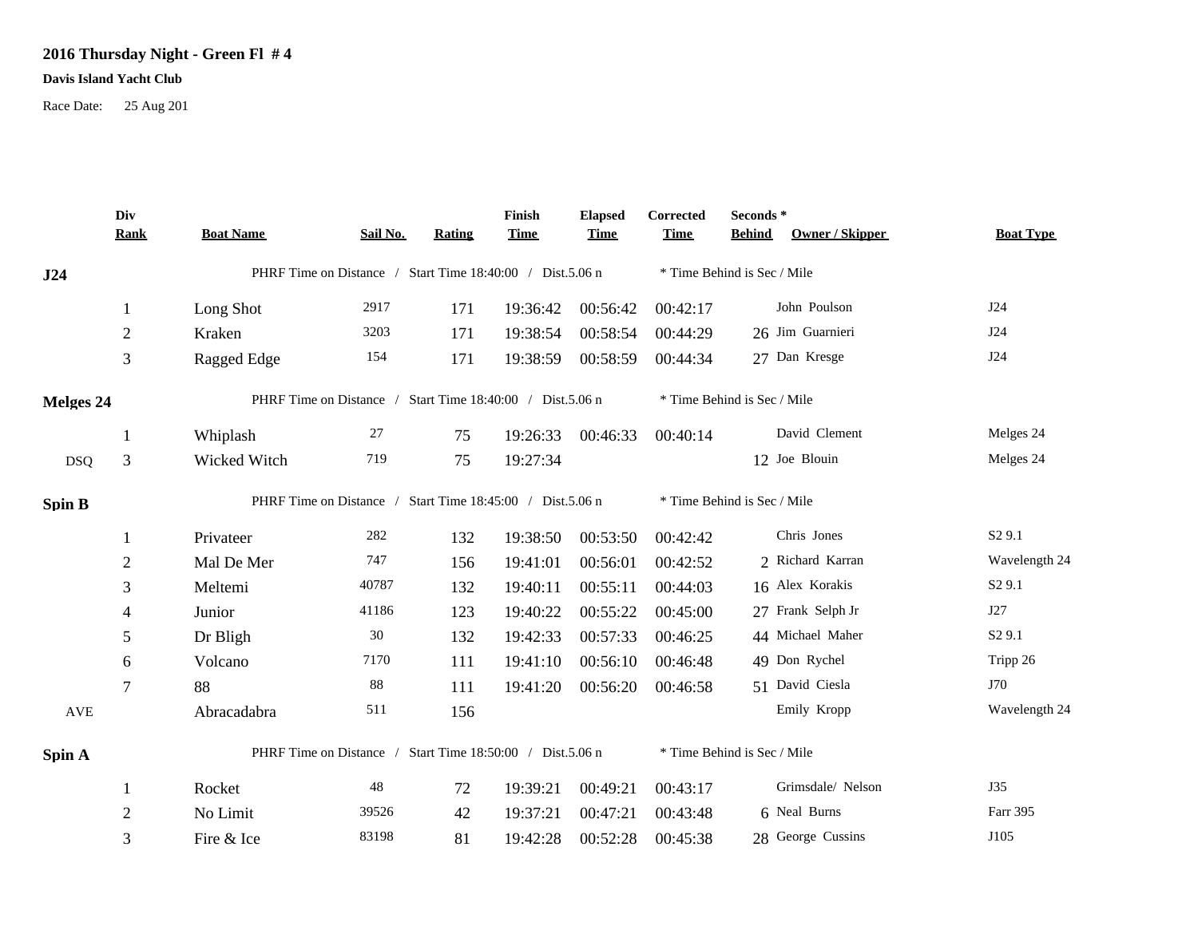# 2016 Thursday Night - Green Fl # 4

**Davis Island Yacht Club**

Race Date: 25 Aug 201

| | Div Rank | Boat Name | Sail No. | Rating | Finish Time | Elapsed Time | Corrected Time | Seconds * Behind | Owner / Skipper | Boat Type |
|---|---|---|---|---|---|---|---|---|---|---|
| **J24** | | PHRF Time on Distance / Start Time 18:40:00 / Dist.5.06 n | | | | | * Time Behind is Sec / Mile | | | |
| | 1 | Long Shot | 2917 | 171 | 19:36:42 | 00:56:42 | 00:42:17 | | John Poulson | J24 |
| | 2 | Kraken | 3203 | 171 | 19:38:54 | 00:58:54 | 00:44:29 | 26 | Jim Guarnieri | J24 |
| | 3 | Ragged Edge | 154 | 171 | 19:38:59 | 00:58:59 | 00:44:34 | 27 | Dan Kresge | J24 |
| **Melges 24** | | PHRF Time on Distance / Start Time 18:40:00 / Dist.5.06 n | | | | | * Time Behind is Sec / Mile | | | |
| | 1 | Whiplash | 27 | 75 | 19:26:33 | 00:46:33 | 00:40:14 | | David Clement | Melges 24 |
| DSQ | 3 | Wicked Witch | 719 | 75 | 19:27:34 | | | 12 | Joe Blouin | Melges 24 |
| **Spin B** | | PHRF Time on Distance / Start Time 18:45:00 / Dist.5.06 n | | | | | * Time Behind is Sec / Mile | | | |
| | 1 | Privateer | 282 | 132 | 19:38:50 | 00:53:50 | 00:42:42 | | Chris Jones | S2 9.1 |
| | 2 | Mal De Mer | 747 | 156 | 19:41:01 | 00:56:01 | 00:42:52 | 2 | Richard Karran | Wavelength 24 |
| | 3 | Meltemi | 40787 | 132 | 19:40:11 | 00:55:11 | 00:44:03 | 16 | Alex Korakis | S2 9.1 |
| | 4 | Junior | 41186 | 123 | 19:40:22 | 00:55:22 | 00:45:00 | 27 | Frank Selph Jr | J27 |
| | 5 | Dr Bligh | 30 | 132 | 19:42:33 | 00:57:33 | 00:46:25 | 44 | Michael Maher | S2 9.1 |
| | 6 | Volcano | 7170 | 111 | 19:41:10 | 00:56:10 | 00:46:48 | 49 | Don Rychel | Tripp 26 |
| | 7 | 88 | 88 | 111 | 19:41:20 | 00:56:20 | 00:46:58 | 51 | David Ciesla | J70 |
| AVE | | Abracadabra | 511 | 156 | | | | | Emily Kropp | Wavelength 24 |
| **Spin A** | | PHRF Time on Distance / Start Time 18:50:00 / Dist.5.06 n | | | | | * Time Behind is Sec / Mile | | | |
| | 1 | Rocket | 48 | 72 | 19:39:21 | 00:49:21 | 00:43:17 | | Grimsdale/ Nelson | J35 |
| | 2 | No Limit | 39526 | 42 | 19:37:21 | 00:47:21 | 00:43:48 | 6 | Neal Burns | Farr 395 |
| | 3 | Fire & Ice | 83198 | 81 | 19:42:28 | 00:52:28 | 00:45:38 | 28 | George Cussins | J105 |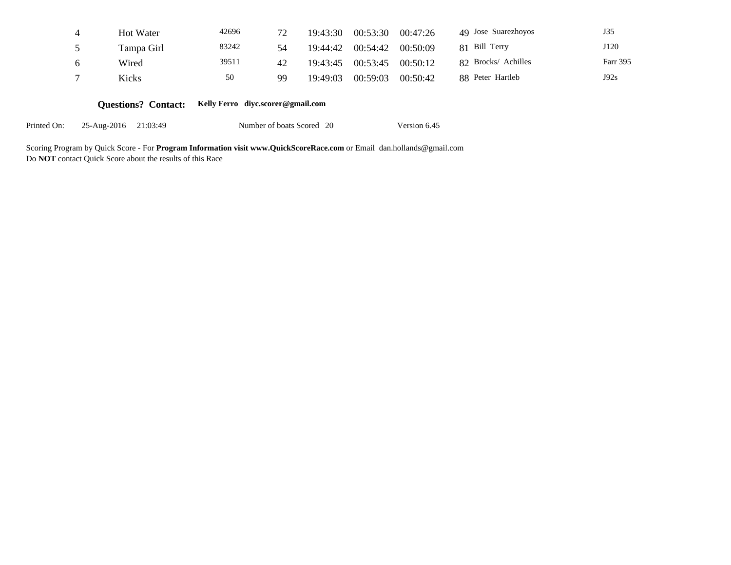| | | | | | | | | | |
|---|---|---|---|---|---|---|---|---|---|
| 4 | Hot Water | 42696 | 72 | 19:43:30 | 00:53:30 | 00:47:26 | 49 | Jose Suarezhoyos | J35 |
| 5 | Tampa Girl | 83242 | 54 | 19:44:42 | 00:54:42 | 00:50:09 | 81 | Bill Terry | J120 |
| 6 | Wired | 39511 | 42 | 19:43:45 | 00:53:45 | 00:50:12 | 82 | Brocks/ Achilles | Farr 395 |
| 7 | Kicks | 50 | 99 | 19:49:03 | 00:59:03 | 00:50:42 | 88 | Peter Hartleb | J92s |

**Questions? Contact:** **Kelly Ferro diyc.scorer@gmail.com**

Printed On: 25-Aug-2016 21:03:49 Number of boats Scored 20 Version 6.45

Scoring Program by Quick Score - For **Program Information visit www.QuickScoreRace.com** or Email dan.hollands@gmail.com
Do **NOT** contact Quick Score about the results of this Race